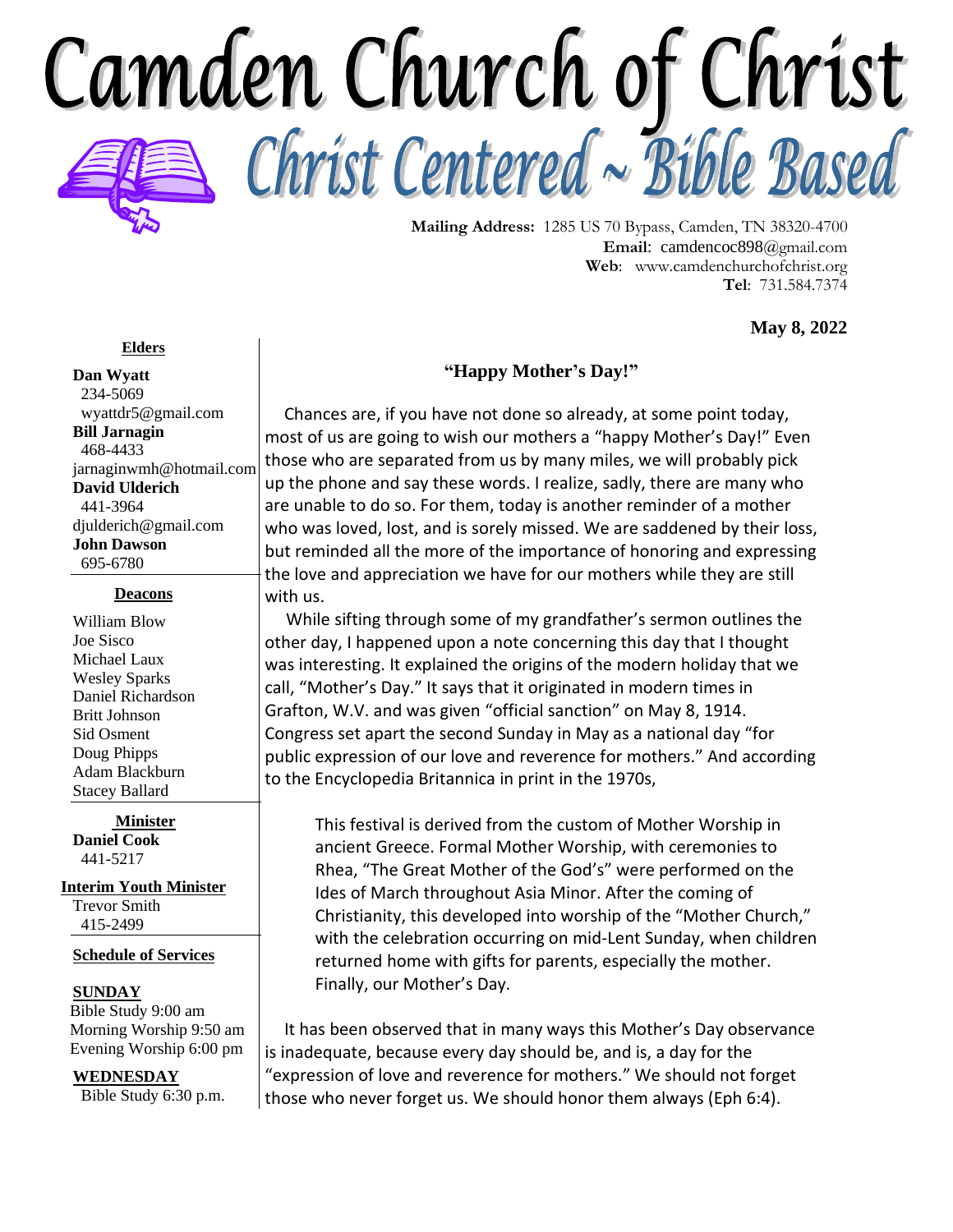# Camden Church of Christ

## Christ Centered ~ Bible Based

**Mailing Address:** 1285 US 70 Bypass, Camden, TN 38320-4700
**Email**: camdencoc898@gmail.com
**Web**: www.camdenchurchofchrist.org
**Tel**: 731.584.7374

**May 8, 2022**

**Elders**

**Dan Wyatt**
234-5069
wyattdr5@gmail.com
**Bill Jarnagin**
468-4433
jarnaginwmh@hotmail.com
**David Ulderich**
441-3964
djulderich@gmail.com
**John Dawson**
695-6780

**Deacons**

William Blow
Joe Sisco
Michael Laux
Wesley Sparks
Daniel Richardson
Britt Johnson
Sid Osment
Doug Phipps
Adam Blackburn
Stacey Ballard

**Minister**
**Daniel Cook**
441-5217

**Interim Youth Minister**
Trevor Smith
415-2499

**Schedule of Services**

**SUNDAY**
Bible Study 9:00 am
Morning Worship 9:50 am
Evening Worship 6:00 pm

**WEDNESDAY**
Bible Study 6:30 p.m.

### "Happy Mother's Day!"

Chances are, if you have not done so already, at some point today, most of us are going to wish our mothers a "happy Mother's Day!" Even those who are separated from us by many miles, we will probably pick up the phone and say these words. I realize, sadly, there are many who are unable to do so. For them, today is another reminder of a mother who was loved, lost, and is sorely missed. We are saddened by their loss, but reminded all the more of the importance of honoring and expressing the love and appreciation we have for our mothers while they are still with us.

While sifting through some of my grandfather's sermon outlines the other day, I happened upon a note concerning this day that I thought was interesting. It explained the origins of the modern holiday that we call, "Mother's Day." It says that it originated in modern times in Grafton, W.V. and was given "official sanction" on May 8, 1914. Congress set apart the second Sunday in May as a national day "for public expression of our love and reverence for mothers." And according to the Encyclopedia Britannica in print in the 1970s,

> This festival is derived from the custom of Mother Worship in ancient Greece. Formal Mother Worship, with ceremonies to Rhea, "The Great Mother of the God's" were performed on the Ides of March throughout Asia Minor. After the coming of Christianity, this developed into worship of the "Mother Church," with the celebration occurring on mid-Lent Sunday, when children returned home with gifts for parents, especially the mother. Finally, our Mother's Day.

It has been observed that in many ways this Mother's Day observance is inadequate, because every day should be, and is, a day for the "expression of love and reverence for mothers." We should not forget those who never forget us. We should honor them always (Eph 6:4).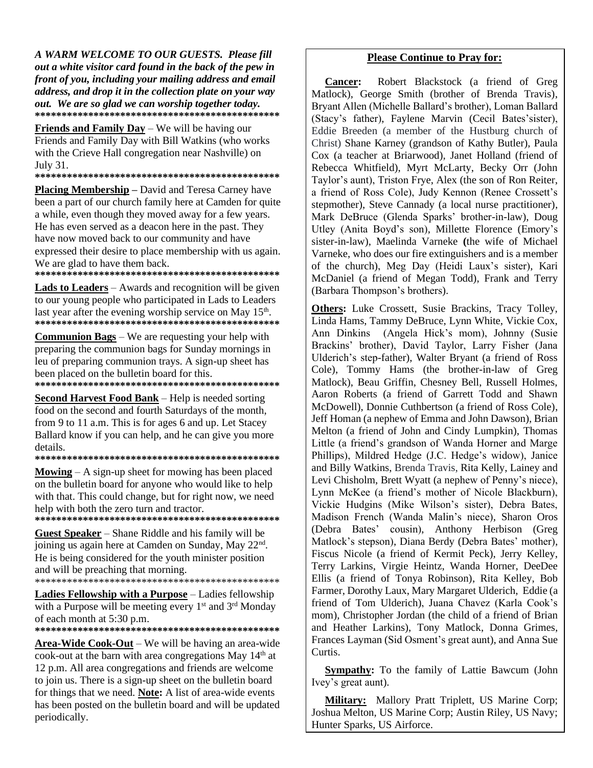***A WARM WELCOME TO OUR GUESTS. Please fill out a white visitor card found in the back of the pew in front of you, including your mailing address and email address, and drop it in the collection plate on your way out. We are so glad we can worship together today.***

**************************************************

**Friends and Family Day** – We will be having our Friends and Family Day with Bill Watkins (who works with the Crieve Hall congregation near Nashville) on July 31.

**************************************************

**Placing Membership** – David and Teresa Carney have been a part of our church family here at Camden for quite a while, even though they moved away for a few years. He has even served as a deacon here in the past. They have now moved back to our community and have expressed their desire to place membership with us again. We are glad to have them back.

**************************************************

**Lads to Leaders** – Awards and recognition will be given to our young people who participated in Lads to Leaders last year after the evening worship service on May 15th.

**************************************************

**Communion Bags** – We are requesting your help with preparing the communion bags for Sunday mornings in leu of preparing communion trays. A sign-up sheet has been placed on the bulletin board for this.

**************************************************

**Second Harvest Food Bank** – Help is needed sorting food on the second and fourth Saturdays of the month, from 9 to 11 a.m. This is for ages 6 and up. Let Stacey Ballard know if you can help, and he can give you more details.

**************************************************

**Mowing** – A sign-up sheet for mowing has been placed on the bulletin board for anyone who would like to help with that. This could change, but for right now, we need help with both the zero turn and tractor.

**************************************************

**Guest Speaker** – Shane Riddle and his family will be joining us again here at Camden on Sunday, May 22nd. He is being considered for the youth minister position and will be preaching that morning.

**************************************************

**Ladies Fellowship with a Purpose** – Ladies fellowship with a Purpose will be meeting every 1st and 3rd Monday of each month at 5:30 p.m.

**************************************************

**Area-Wide Cook-Out** – We will be having an area-wide cook-out at the barn with area congregations May 14th at 12 p.m. All area congregations and friends are welcome to join us. There is a sign-up sheet on the bulletin board for things that we need. **Note:** A list of area-wide events has been posted on the bulletin board and will be updated periodically.

## Please Continue to Pray for:

**Cancer:** Robert Blackstock (a friend of Greg Matlock), George Smith (brother of Brenda Travis), Bryant Allen (Michelle Ballard's brother), Loman Ballard (Stacy's father), Faylene Marvin (Cecil Bates'sister), Eddie Breeden (a member of the Hustburg church of Christ) Shane Karney (grandson of Kathy Butler), Paula Cox (a teacher at Briarwood), Janet Holland (friend of Rebecca Whitfield), Myrt McLarty, Becky Orr (John Taylor's aunt), Triston Frye, Alex (the son of Ron Reiter, a friend of Ross Cole), Judy Kennon (Renee Crossett's stepmother), Steve Cannady (a local nurse practitioner), Mark DeBruce (Glenda Sparks' brother-in-law), Doug Utley (Anita Boyd's son), Millette Florence (Emory's sister-in-law), Maelinda Varneke (the wife of Michael Varneke, who does our fire extinguishers and is a member of the church), Meg Day (Heidi Laux's sister), Kari McDaniel (a friend of Megan Todd), Frank and Terry (Barbara Thompson's brothers).

**Others:** Luke Crossett, Susie Brackins, Tracy Tolley, Linda Hams, Tammy DeBruce, Lynn White, Vickie Cox, Ann Dinkins (Angela Hick's mom), Johnny (Susie Brackins' brother), David Taylor, Larry Fisher (Jana Ulderich's step-father), Walter Bryant (a friend of Ross Cole), Tommy Hams (the brother-in-law of Greg Matlock), Beau Griffin, Chesney Bell, Russell Holmes, Aaron Roberts (a friend of Garrett Todd and Shawn McDowell), Donnie Cuthbertson (a friend of Ross Cole), Jeff Homan (a nephew of Emma and John Dawson), Brian Melton (a friend of John and Cindy Lumpkin), Thomas Little (a friend's grandson of Wanda Horner and Marge Phillips), Mildred Hedge (J.C. Hedge's widow), Janice and Billy Watkins, Brenda Travis, Rita Kelly, Lainey and Levi Chisholm, Brett Wyatt (a nephew of Penny's niece), Lynn McKee (a friend's mother of Nicole Blackburn), Vickie Hudgins (Mike Wilson's sister), Debra Bates, Madison French (Wanda Malin's niece), Sharon Oros (Debra Bates' cousin), Anthony Herbison (Greg Matlock's stepson), Diana Berdy (Debra Bates' mother), Fiscus Nicole (a friend of Kermit Peck), Jerry Kelley, Terry Larkins, Virgie Heintz, Wanda Horner, DeeDee Ellis (a friend of Tonya Robinson), Rita Kelley, Bob Farmer, Dorothy Laux, Mary Margaret Ulderich, Eddie (a friend of Tom Ulderich), Juana Chavez (Karla Cook's mom), Christopher Jordan (the child of a friend of Brian and Heather Larkins), Tony Matlock, Donna Grimes, Frances Layman (Sid Osment's great aunt), and Anna Sue Curtis.

**Sympathy:** To the family of Lattie Bawcum (John Ivey's great aunt).

**Military:** Mallory Pratt Triplett, US Marine Corp; Joshua Melton, US Marine Corp; Austin Riley, US Navy; Hunter Sparks, US Airforce.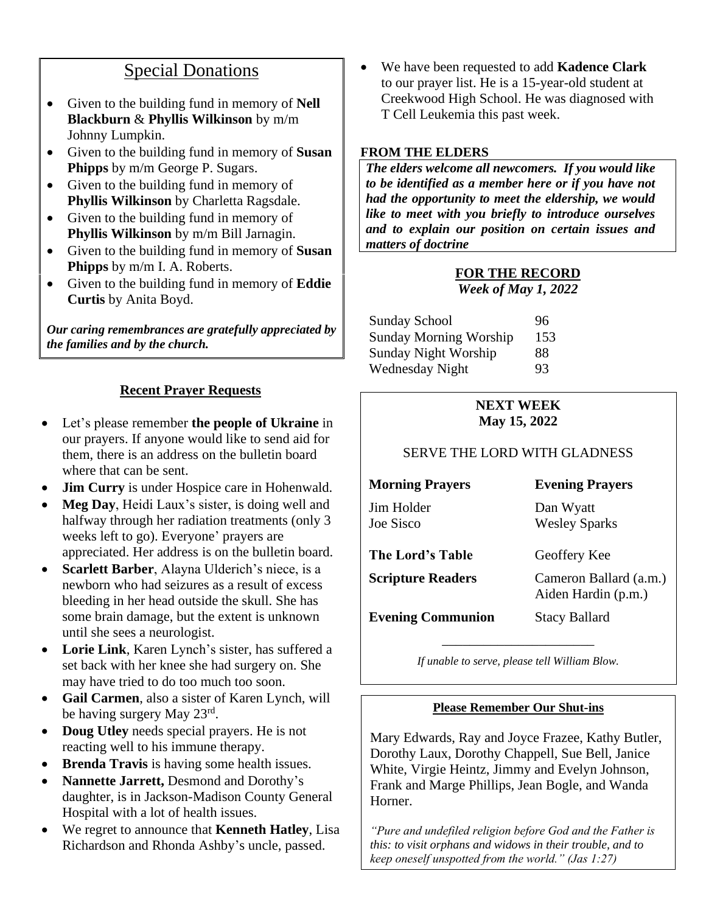## Special Donations

- Given to the building fund in memory of **Nell Blackburn** & **Phyllis Wilkinson** by m/m Johnny Lumpkin.
- Given to the building fund in memory of **Susan Phipps** by m/m George P. Sugars.
- Given to the building fund in memory of **Phyllis Wilkinson** by Charletta Ragsdale.
- Given to the building fund in memory of **Phyllis Wilkinson** by m/m Bill Jarnagin.
- Given to the building fund in memory of **Susan Phipps** by m/m I. A. Roberts.
- Given to the building fund in memory of **Eddie Curtis** by Anita Boyd.

***Our caring remembrances are gratefully appreciated by the families and by the church.***

### Recent Prayer Requests

- Let's please remember **the people of Ukraine** in our prayers. If anyone would like to send aid for them, there is an address on the bulletin board where that can be sent.
- **Jim Curry** is under Hospice care in Hohenwald.
- **Meg Day**, Heidi Laux's sister, is doing well and halfway through her radiation treatments (only 3 weeks left to go). Everyone' prayers are appreciated. Her address is on the bulletin board.
- **Scarlett Barber**, Alayna Ulderich's niece, is a newborn who had seizures as a result of excess bleeding in her head outside the skull. She has some brain damage, but the extent is unknown until she sees a neurologist.
- **Lorie Link**, Karen Lynch's sister, has suffered a set back with her knee she had surgery on. She may have tried to do too much too soon.
- **Gail Carmen**, also a sister of Karen Lynch, will be having surgery May 23rd.
- **Doug Utley** needs special prayers. He is not reacting well to his immune therapy.
- **Brenda Travis** is having some health issues.
- **Nannette Jarrett,** Desmond and Dorothy's daughter, is in Jackson-Madison County General Hospital with a lot of health issues.
- We regret to announce that **Kenneth Hatley**, Lisa Richardson and Rhonda Ashby's uncle, passed.
- We have been requested to add **Kadence Clark** to our prayer list. He is a 15-year-old student at Creekwood High School. He was diagnosed with T Cell Leukemia this past week.

### FROM THE ELDERS

***The elders welcome all newcomers. If you would like to be identified as a member here or if you have not had the opportunity to meet the eldership, we would like to meet with you briefly to introduce ourselves and to explain our position on certain issues and matters of doctrine***

### FOR THE RECORD
*Week of May 1, 2022*

| | |
|---|---|
| Sunday School | 96 |
| Sunday Morning Worship | 153 |
| Sunday Night Worship | 88 |
| Wednesday Night | 93 |

### NEXT WEEK
**May 15, 2022**

SERVE THE LORD WITH GLADNESS

| **Morning Prayers** | **Evening Prayers** |
|---|---|
| Jim Holder | Dan Wyatt |
| Joe Sisco | Wesley Sparks |
| **The Lord's Table** | Geoffery Kee |
| **Scripture Readers** | Cameron Ballard (a.m.) Aiden Hardin (p.m.) |
| **Evening Communion** | Stacy Ballard |

*If unable to serve, please tell William Blow.*

### Please Remember Our Shut-ins

Mary Edwards, Ray and Joyce Frazee, Kathy Butler, Dorothy Laux, Dorothy Chappell, Sue Bell, Janice White, Virgie Heintz, Jimmy and Evelyn Johnson, Frank and Marge Phillips, Jean Bogle, and Wanda Horner.

*"Pure and undefiled religion before God and the Father is this: to visit orphans and widows in their trouble, and to keep oneself unspotted from the world." (Jas 1:27)*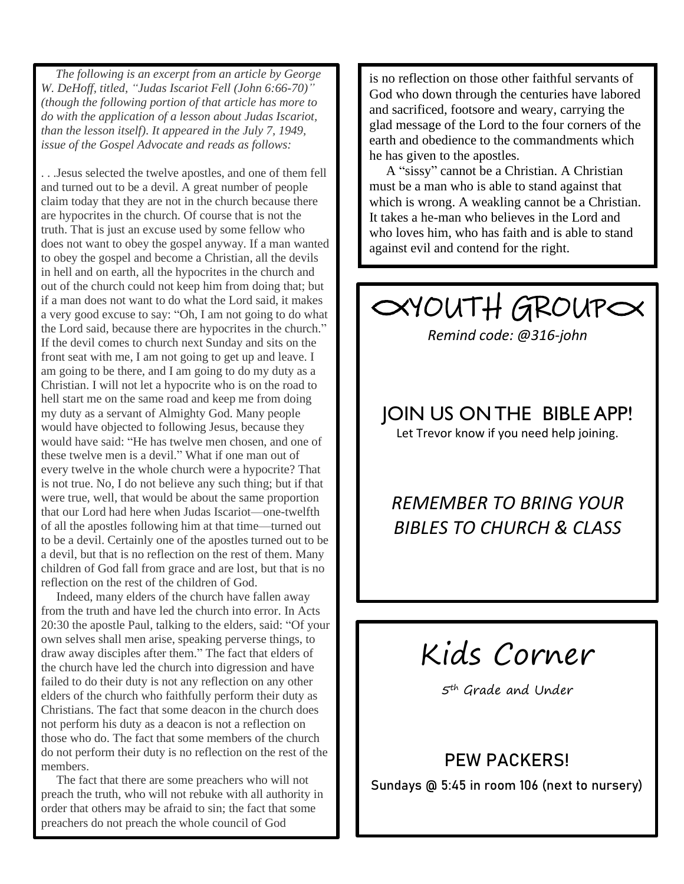*The following is an excerpt from an article by George W. DeHoff, titled, "Judas Iscariot Fell (John 6:66-70)" (though the following portion of that article has more to do with the application of a lesson about Judas Iscariot, than the lesson itself). It appeared in the July 7, 1949, issue of the Gospel Advocate and reads as follows:*

. . .Jesus selected the twelve apostles, and one of them fell and turned out to be a devil. A great number of people claim today that they are not in the church because there are hypocrites in the church. Of course that is not the truth. That is just an excuse used by some fellow who does not want to obey the gospel anyway. If a man wanted to obey the gospel and become a Christian, all the devils in hell and on earth, all the hypocrites in the church and out of the church could not keep him from doing that; but if a man does not want to do what the Lord said, it makes a very good excuse to say: "Oh, I am not going to do what the Lord said, because there are hypocrites in the church." If the devil comes to church next Sunday and sits on the front seat with me, I am not going to get up and leave. I am going to be there, and I am going to do my duty as a Christian. I will not let a hypocrite who is on the road to hell start me on the same road and keep me from doing my duty as a servant of Almighty God. Many people would have objected to following Jesus, because they would have said: "He has twelve men chosen, and one of these twelve men is a devil." What if one man out of every twelve in the whole church were a hypocrite? That is not true. No, I do not believe any such thing; but if that were true, well, that would be about the same proportion that our Lord had here when Judas Iscariot—one-twelfth of all the apostles following him at that time—turned out to be a devil. Certainly one of the apostles turned out to be a devil, but that is no reflection on the rest of them. Many children of God fall from grace and are lost, but that is no reflection on the rest of the children of God.

Indeed, many elders of the church have fallen away from the truth and have led the church into error. In Acts 20:30 the apostle Paul, talking to the elders, said: "Of your own selves shall men arise, speaking perverse things, to draw away disciples after them." The fact that elders of the church have led the church into digression and have failed to do their duty is not any reflection on any other elders of the church who faithfully perform their duty as Christians. The fact that some deacon in the church does not perform his duty as a deacon is not a reflection on those who do. The fact that some members of the church do not perform their duty is no reflection on the rest of the members.

The fact that there are some preachers who will not preach the truth, who will not rebuke with all authority in order that others may be afraid to sin; the fact that some preachers do not preach the whole council of God is no reflection on those other faithful servants of God who down through the centuries have labored and sacrificed, footsore and weary, carrying the glad message of the Lord to the four corners of the earth and obedience to the commandments which he has given to the apostles.

A "sissy" cannot be a Christian. A Christian must be a man who is able to stand against that which is wrong. A weakling cannot be a Christian. It takes a he-man who believes in the Lord and who loves him, who has faith and is able to stand against evil and contend for the right.

# YOUTH GROUP

*Remind code: @316-john*

## JOIN US ON THE BIBLE APP!

Let Trevor know if you need help joining.

*REMEMBER TO BRING YOUR BIBLES TO CHURCH & CLASS*

# Kids Corner

5th Grade and Under

## PEW PACKERS!

Sundays @ 5:45 in room 106 (next to nursery)